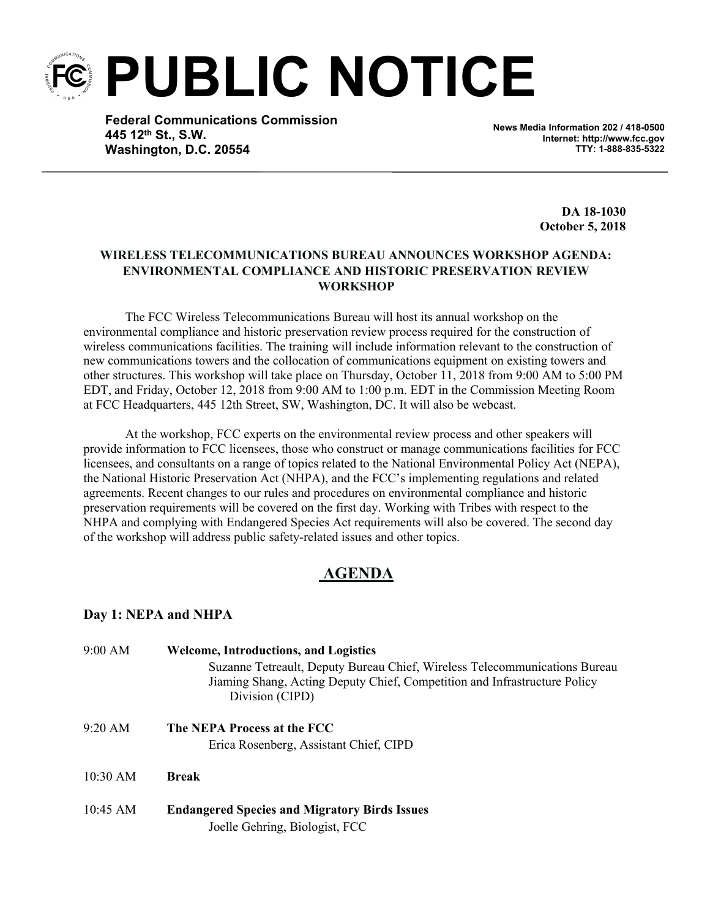# PUBLIC NOTICE

**Federal Communications Commission**
**445 12th St., S.W.**
**Washington, D.C. 20554**

**News Media Information 202 / 418-0500**
**Internet: http://www.fcc.gov**
**TTY: 1-888-835-5322**

**DA 18-1030**
**October 5, 2018**

**WIRELESS TELECOMMUNICATIONS BUREAU ANNOUNCES WORKSHOP AGENDA: ENVIRONMENTAL COMPLIANCE AND HISTORIC PRESERVATION REVIEW WORKSHOP**

The FCC Wireless Telecommunications Bureau will host its annual workshop on the environmental compliance and historic preservation review process required for the construction of wireless communications facilities. The training will include information relevant to the construction of new communications towers and the collocation of communications equipment on existing towers and other structures. This workshop will take place on Thursday, October 11, 2018 from 9:00 AM to 5:00 PM EDT, and Friday, October 12, 2018 from 9:00 AM to 1:00 p.m. EDT in the Commission Meeting Room at FCC Headquarters, 445 12th Street, SW, Washington, DC. It will also be webcast.

At the workshop, FCC experts on the environmental review process and other speakers will provide information to FCC licensees, those who construct or manage communications facilities for FCC licensees, and consultants on a range of topics related to the National Environmental Policy Act (NEPA), the National Historic Preservation Act (NHPA), and the FCC's implementing regulations and related agreements. Recent changes to our rules and procedures on environmental compliance and historic preservation requirements will be covered on the first day. Working with Tribes with respect to the NHPA and complying with Endangered Species Act requirements will also be covered. The second day of the workshop will address public safety-related issues and other topics.

## AGENDA

### Day 1: NEPA and NHPA

9:00 AM **Welcome, Introductions, and Logistics**
Suzanne Tetreault, Deputy Bureau Chief, Wireless Telecommunications Bureau
Jiaming Shang, Acting Deputy Chief, Competition and Infrastructure Policy Division (CIPD)

9:20 AM **The NEPA Process at the FCC**
Erica Rosenberg, Assistant Chief, CIPD

10:30 AM **Break**

10:45 AM **Endangered Species and Migratory Birds Issues**
Joelle Gehring, Biologist, FCC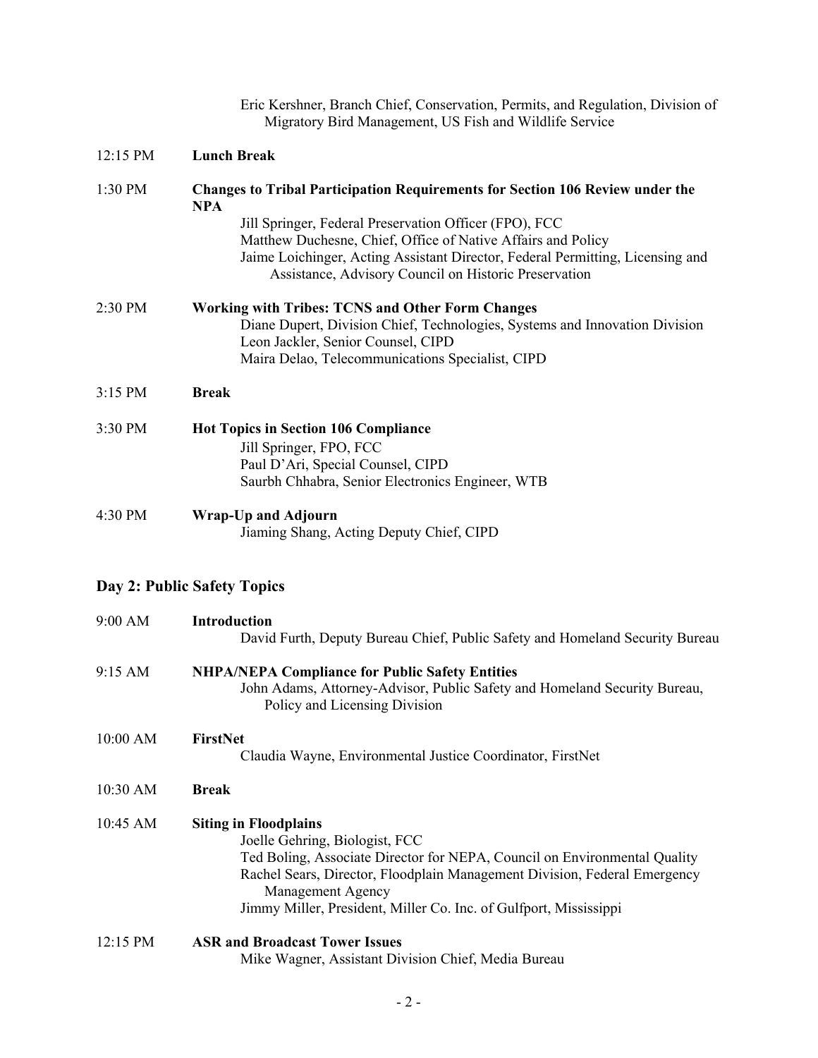Eric Kershner, Branch Chief, Conservation, Permits, and Regulation, Division of Migratory Bird Management, US Fish and Wildlife Service

12:15 PM **Lunch Break**

1:30 PM **Changes to Tribal Participation Requirements for Section 106 Review under the NPA**

Jill Springer, Federal Preservation Officer (FPO), FCC
Matthew Duchesne, Chief, Office of Native Affairs and Policy
Jaime Loichinger, Acting Assistant Director, Federal Permitting, Licensing and Assistance, Advisory Council on Historic Preservation

2:30 PM **Working with Tribes: TCNS and Other Form Changes**

Diane Dupert, Division Chief, Technologies, Systems and Innovation Division
Leon Jackler, Senior Counsel, CIPD
Maira Delao, Telecommunications Specialist, CIPD

3:15 PM **Break**

3:30 PM **Hot Topics in Section 106 Compliance**

Jill Springer, FPO, FCC
Paul D'Ari, Special Counsel, CIPD
Saurbh Chhabra, Senior Electronics Engineer, WTB

4:30 PM **Wrap-Up and Adjourn**

Jiaming Shang, Acting Deputy Chief, CIPD

## Day 2: Public Safety Topics

9:00 AM **Introduction**

David Furth, Deputy Bureau Chief, Public Safety and Homeland Security Bureau

9:15 AM **NHPA/NEPA Compliance for Public Safety Entities**

John Adams, Attorney-Advisor, Public Safety and Homeland Security Bureau, Policy and Licensing Division

10:00 AM **FirstNet**

Claudia Wayne, Environmental Justice Coordinator, FirstNet

10:30 AM **Break**

10:45 AM **Siting in Floodplains**

Joelle Gehring, Biologist, FCC
Ted Boling, Associate Director for NEPA, Council on Environmental Quality
Rachel Sears, Director, Floodplain Management Division, Federal Emergency Management Agency
Jimmy Miller, President, Miller Co. Inc. of Gulfport, Mississippi

12:15 PM **ASR and Broadcast Tower Issues**

Mike Wagner, Assistant Division Chief, Media Bureau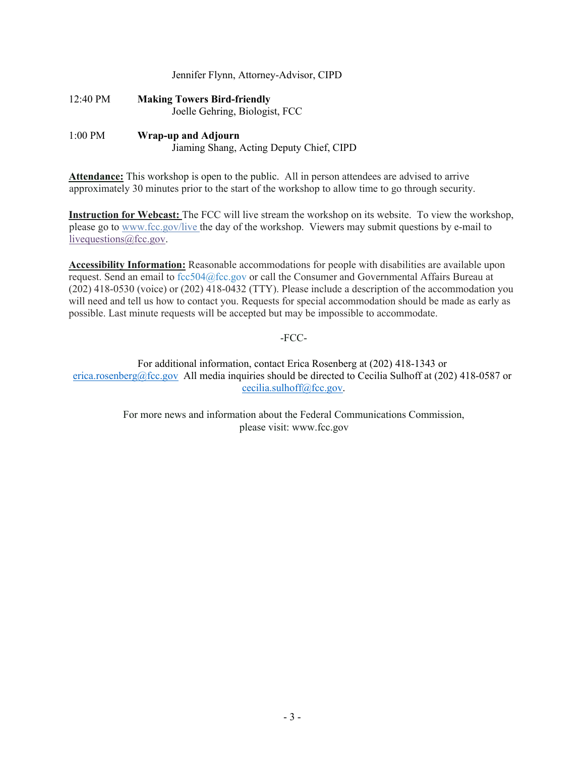Jennifer Flynn, Attorney-Advisor, CIPD

12:40 PM **Making Towers Bird-friendly**
Joelle Gehring, Biologist, FCC

1:00 PM **Wrap-up and Adjourn**
Jiaming Shang, Acting Deputy Chief, CIPD

**Attendance:** This workshop is open to the public. All in person attendees are advised to arrive approximately 30 minutes prior to the start of the workshop to allow time to go through security.

**Instruction for Webcast:** The FCC will live stream the workshop on its website. To view the workshop, please go to www.fcc.gov/live the day of the workshop. Viewers may submit questions by e-mail to livequestions@fcc.gov.

**Accessibility Information:** Reasonable accommodations for people with disabilities are available upon request. Send an email to fcc504@fcc.gov or call the Consumer and Governmental Affairs Bureau at (202) 418-0530 (voice) or (202) 418-0432 (TTY). Please include a description of the accommodation you will need and tell us how to contact you. Requests for special accommodation should be made as early as possible. Last minute requests will be accepted but may be impossible to accommodate.

-FCC-

For additional information, contact Erica Rosenberg at (202) 418-1343 or erica.rosenberg@fcc.gov All media inquiries should be directed to Cecilia Sulhoff at (202) 418-0587 or cecilia.sulhoff@fcc.gov.

For more news and information about the Federal Communications Commission, please visit: www.fcc.gov